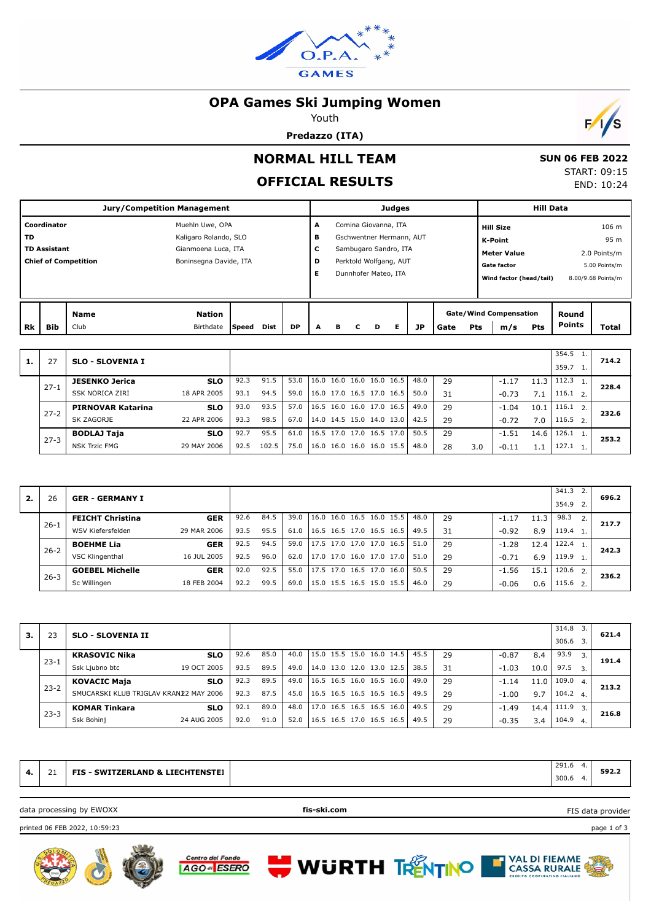# OPA Games Ski Jumping Women

Youth

**Predazzo (ITA)**

## NORMAL HILL TEAM

## OFFICIAL RESULTS

**SUN 06 FEB 2022**
START: 09:15
END: 10:24

| Jury/Competition Management | | Judges | | Hill Data | |
|---|---|---|---|---|---|
| **Coordinator** | Muehln Uwe, OPA | A | Comina Giovanna, ITA | **Hill Size** | 106 m |
| **TD** | Kaligaro Rolando, SLO | B | Gschwentner Hermann, AUT | **K-Point** | 95 m |
| **TD Assistant** | Gianmoena Luca, ITA | C | Sambugaro Sandro, ITA | **Meter Value** | 2.0 Points/m |
| **Chief of Competition** | Boninsegna Davide, ITA | D | Perktold Wolfgang, AUT | **Gate factor** | 5.00 Points/m |
| | | E | Dunnhofer Mateo, ITA | **Wind factor (head/tail)** | 8.00/9.68 Points/m |

| Rk | Bib | Name / Club | Nation / Birthdate | Speed | Dist | DP | A | B | C | D | E | JP | Gate | Pts | m/s | Pts | Round Points | Total |
|---|---|---|---|---|---|---|---|---|---|---|---|---|---|---|---|---|---|---|
| **1.** | 27 | **SLO - SLOVENIA I** | | | | | | | | | | | | | | | 354.5 1. / 359.7 1. | **714.2** |
| | 27-1 | **JESENKO Jerica** | **SLO** | 92.3 | 91.5 | 53.0 | 16.0 | 16.0 | 16.0 | 16.0 | 16.5 | 48.0 | 29 | | -1.17 | 11.3 | 112.3 1. | **228.4** |
| | | SSK NORICA ZIRI | 18 APR 2005 | 93.1 | 94.5 | 59.0 | 16.0 | 17.0 | 16.5 | 17.0 | 16.5 | 50.0 | 31 | | -0.73 | 7.1 | 116.1 2. | |
| | 27-2 | **PIRNOVAR Katarina** | **SLO** | 93.0 | 93.5 | 57.0 | 16.5 | 16.0 | 16.0 | 17.0 | 16.5 | 49.0 | 29 | | -1.04 | 10.1 | 116.1 2. | **232.6** |
| | | SK ZAGORJE | 22 APR 2006 | 93.3 | 98.5 | 67.0 | 14.0 | 14.5 | 15.0 | 14.0 | 13.0 | 42.5 | 29 | | -0.72 | 7.0 | 116.5 2. | |
| | 27-3 | **BODLAJ Taja** | **SLO** | 92.7 | 95.5 | 61.0 | 16.5 | 17.0 | 17.0 | 16.5 | 17.0 | 50.5 | 29 | | -1.51 | 14.6 | 126.1 1. | **253.2** |
| | | NSK Trzic FMG | 29 MAY 2006 | 92.5 | 102.5 | 75.0 | 16.0 | 16.0 | 16.0 | 16.0 | 15.5 | 48.0 | 28 | 3.0 | -0.11 | 1.1 | 127.1 1. | |
| **2.** | 26 | **GER - GERMANY I** | | | | | | | | | | | | | | | 341.3 2. / 354.9 2. | **696.2** |
| | 26-1 | **FEICHT Christina** | **GER** | 92.6 | 84.5 | 39.0 | 16.0 | 16.0 | 16.5 | 16.0 | 15.5 | 48.0 | 29 | | -1.17 | 11.3 | 98.3 2. | **217.7** |
| | | WSV Kiefersfelden | 29 MAR 2006 | 93.5 | 95.5 | 61.0 | 16.5 | 16.5 | 17.0 | 16.5 | 16.5 | 49.5 | 31 | | -0.92 | 8.9 | 119.4 1. | |
| | 26-2 | **BOEHME Lia** | **GER** | 92.5 | 94.5 | 59.0 | 17.5 | 17.0 | 17.0 | 17.0 | 16.5 | 51.0 | 29 | | -1.28 | 12.4 | 122.4 1. | **242.3** |
| | | VSC Klingenthal | 16 JUL 2005 | 92.5 | 96.0 | 62.0 | 17.0 | 17.0 | 16.0 | 17.0 | 17.0 | 51.0 | 29 | | -0.71 | 6.9 | 119.9 1. | |
| | 26-3 | **GOEBEL Michelle** | **GER** | 92.0 | 92.5 | 55.0 | 17.5 | 17.0 | 16.5 | 17.0 | 16.0 | 50.5 | 29 | | -1.56 | 15.1 | 120.6 2. | **236.2** |
| | | Sc Willingen | 18 FEB 2004 | 92.2 | 99.5 | 69.0 | 15.0 | 15.5 | 16.5 | 15.0 | 15.5 | 46.0 | 29 | | -0.06 | 0.6 | 115.6 2. | |
| **3.** | 23 | **SLO - SLOVENIA II** | | | | | | | | | | | | | | | 314.8 3. / 306.6 3. | **621.4** |
| | 23-1 | **KRASOVIC Nika** | **SLO** | 92.6 | 85.0 | 40.0 | 15.0 | 15.5 | 15.0 | 16.0 | 14.5 | 45.5 | 29 | | -0.87 | 8.4 | 93.9 3. | **191.4** |
| | | Ssk Ljubno btc | 19 OCT 2005 | 93.5 | 89.5 | 49.0 | 14.0 | 13.0 | 12.0 | 13.0 | 12.5 | 38.5 | 31 | | -1.03 | 10.0 | 97.5 3. | |
| | 23-2 | **KOVACIC Maja** | **SLO** | 92.3 | 89.5 | 49.0 | 16.5 | 16.5 | 16.0 | 16.5 | 16.0 | 49.0 | 29 | | -1.14 | 11.0 | 109.0 4. | **213.2** |
| | | SMUCARSKI KLUB TRIGLAV KRANJ | 22 MAY 2006 | 92.3 | 87.5 | 45.0 | 16.5 | 16.5 | 16.5 | 16.5 | 16.5 | 49.5 | 29 | | -1.00 | 9.7 | 104.2 4. | |
| | 23-3 | **KOMAR Tinkara** | **SLO** | 92.1 | 89.0 | 48.0 | 17.0 | 16.5 | 16.5 | 16.5 | 16.0 | 49.5 | 29 | | -1.49 | 14.4 | 111.9 3. | **216.8** |
| | | Ssk Bohinj | 24 AUG 2005 | 92.0 | 91.0 | 52.0 | 16.5 | 16.5 | 17.0 | 16.5 | 16.5 | 49.5 | 29 | | -0.35 | 3.4 | 104.9 4. | |
| **4.** | 21 | **FIS - SWITZERLAND & LIECHTENSTEI** | | | | | | | | | | | | | | | 291.6 4. / 300.6 4. | **592.2** |

data processing by EWOXX | fis-ski.com | FIS data provider

printed 06 FEB 2022, 10:59:23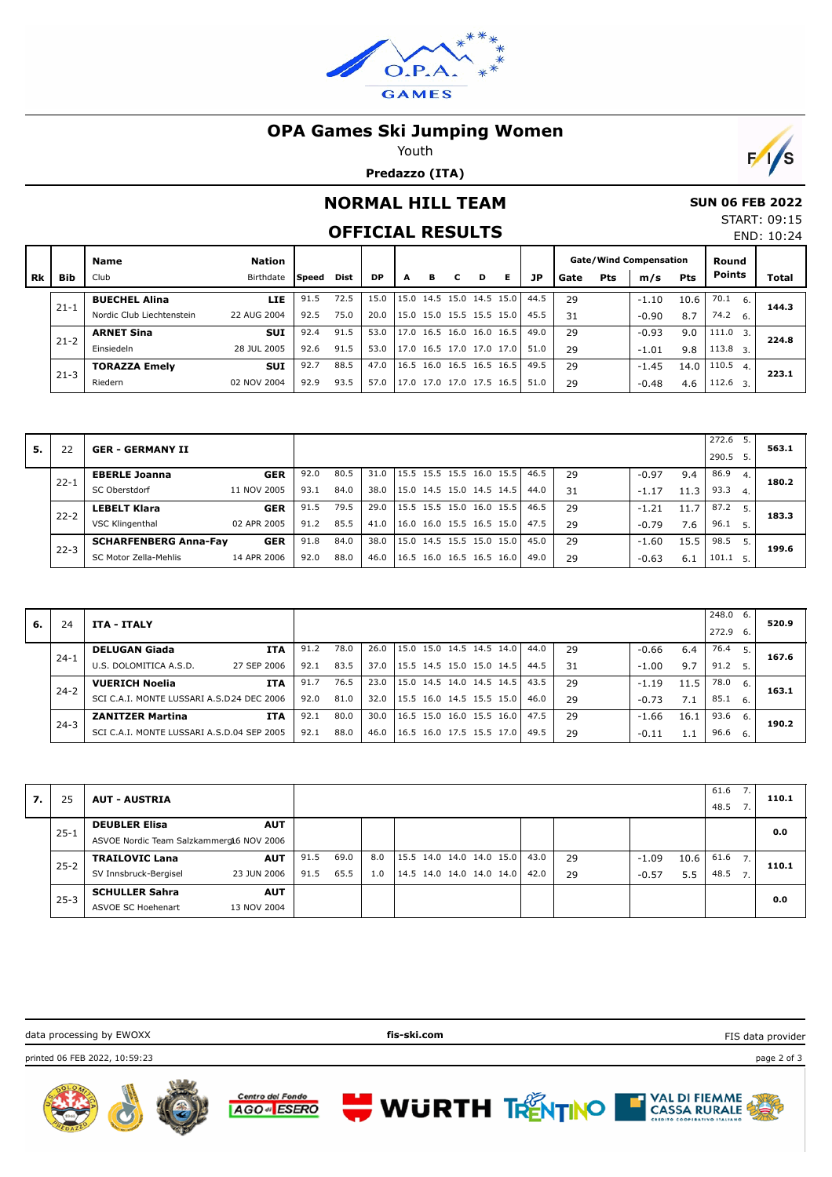# OPA Games Ski Jumping Women

Youth

**Predazzo (ITA)**

## NORMAL HILL TEAM

## OFFICIAL RESULTS

**SUN 06 FEB 2022**

START: 09:15

END: 10:24

| Rk | Bib | Name / Club | Nation / Birthdate | Speed | Dist | DP | A | B | C | D | E | JP | Gate | Pts | m/s | Pts | Round Points | | Total |
|---|---|---|---|---|---|---|---|---|---|---|---|---|---|---|---|---|---|---|---|
| | 21-1 | **BUECHEL Alina** | **LIE** | 91.5 | 72.5 | 15.0 | 15.0 | 14.5 | 15.0 | 14.5 | 15.0 | 44.5 | 29 | | -1.10 | 10.6 | 70.1 | 6. | **144.3** |
| | | Nordic Club Liechtenstein | 22 AUG 2004 | 92.5 | 75.0 | 20.0 | 15.0 | 15.0 | 15.5 | 15.5 | 15.0 | 45.5 | 31 | | -0.90 | 8.7 | 74.2 | 6. | |
| | 21-2 | **ARNET Sina** | **SUI** | 92.4 | 91.5 | 53.0 | 17.0 | 16.5 | 16.0 | 16.0 | 16.5 | 49.0 | 29 | | -0.93 | 9.0 | 111.0 | 3. | **224.8** |
| | | Einsiedeln | 28 JUL 2005 | 92.6 | 91.5 | 53.0 | 17.0 | 16.5 | 17.0 | 17.0 | 17.0 | 51.0 | 29 | | -1.01 | 9.8 | 113.8 | 3. | |
| | 21-3 | **TORAZZA Emely** | **SUI** | 92.7 | 88.5 | 47.0 | 16.5 | 16.0 | 16.5 | 16.5 | 16.5 | 49.5 | 29 | | -1.45 | 14.0 | 110.5 | 4. | **223.1** |
| | | Riedern | 02 NOV 2004 | 92.9 | 93.5 | 57.0 | 17.0 | 17.0 | 17.0 | 17.5 | 16.5 | 51.0 | 29 | | -0.48 | 4.6 | 112.6 | 3. | |
| **5.** | 22 | **GER - GERMANY II** | | | | | | | | | | | | | | | 272.6 | 5. | **563.1** |
| | | | | | | | | | | | | | | | | | 290.5 | 5. | |
| | 22-1 | **EBERLE Joanna** | **GER** | 92.0 | 80.5 | 31.0 | 15.5 | 15.5 | 15.5 | 16.0 | 15.5 | 46.5 | 29 | | -0.97 | 9.4 | 86.9 | 4. | **180.2** |
| | | SC Oberstdorf | 11 NOV 2005 | 93.1 | 84.0 | 38.0 | 15.0 | 14.5 | 15.0 | 14.5 | 14.5 | 44.0 | 31 | | -1.17 | 11.3 | 93.3 | 4. | |
| | 22-2 | **LEBELT Klara** | **GER** | 91.5 | 79.5 | 29.0 | 15.5 | 15.5 | 15.0 | 16.0 | 15.5 | 46.5 | 29 | | -1.21 | 11.7 | 87.2 | 5. | **183.3** |
| | | VSC Klingenthal | 02 APR 2005 | 91.2 | 85.5 | 41.0 | 16.0 | 16.0 | 15.5 | 16.5 | 15.0 | 47.5 | 29 | | -0.79 | 7.6 | 96.1 | 5. | |
| | 22-3 | **SCHARFENBERG Anna-Fay** | **GER** | 91.8 | 84.0 | 38.0 | 15.0 | 14.5 | 15.5 | 15.0 | 15.0 | 45.0 | 29 | | -1.60 | 15.5 | 98.5 | 5. | **199.6** |
| | | SC Motor Zella-Mehlis | 14 APR 2006 | 92.0 | 88.0 | 46.0 | 16.5 | 16.0 | 16.5 | 16.5 | 16.0 | 49.0 | 29 | | -0.63 | 6.1 | 101.1 | 5. | |
| **6.** | 24 | **ITA - ITALY** | | | | | | | | | | | | | | | 248.0 | 6. | **520.9** |
| | | | | | | | | | | | | | | | | | 272.9 | 6. | |
| | 24-1 | **DELUGAN Giada** | **ITA** | 91.2 | 78.0 | 26.0 | 15.0 | 15.0 | 14.5 | 14.5 | 14.0 | 44.0 | 29 | | -0.66 | 6.4 | 76.4 | 5. | **167.6** |
| | | U.S. DOLOMITICA A.S.D. | 27 SEP 2006 | 92.1 | 83.5 | 37.0 | 15.5 | 14.5 | 15.0 | 15.0 | 14.5 | 44.5 | 31 | | -1.00 | 9.7 | 91.2 | 5. | |
| | 24-2 | **VUERICH Noelia** | **ITA** | 91.7 | 76.5 | 23.0 | 15.0 | 14.5 | 14.0 | 14.5 | 14.5 | 43.5 | 29 | | -1.19 | 11.5 | 78.0 | 6. | **163.1** |
| | | SCI C.A.I. MONTE LUSSARI A.S.D. | 24 DEC 2006 | 92.0 | 81.0 | 32.0 | 15.5 | 16.0 | 14.5 | 15.5 | 15.0 | 46.0 | 29 | | -0.73 | 7.1 | 85.1 | 6. | |
| | 24-3 | **ZANITZER Martina** | **ITA** | 92.1 | 80.0 | 30.0 | 16.5 | 15.0 | 16.0 | 15.5 | 16.0 | 47.5 | 29 | | -1.66 | 16.1 | 93.6 | 6. | **190.2** |
| | | SCI C.A.I. MONTE LUSSARI A.S.D. | 04 SEP 2005 | 92.1 | 88.0 | 46.0 | 16.5 | 16.0 | 17.5 | 15.5 | 17.0 | 49.5 | 29 | | -0.11 | 1.1 | 96.6 | 6. | |
| **7.** | 25 | **AUT - AUSTRIA** | | | | | | | | | | | | | | | 61.6 | 7. | **110.1** |
| | | | | | | | | | | | | | | | | | 48.5 | 7. | |
| | 25-1 | **DEUBLER Elisa** | **AUT** | | | | | | | | | | | | | | | | **0.0** |
| | | ASVOE Nordic Team Salzkammergut | 16 NOV 2006 | | | | | | | | | | | | | | | | |
| | 25-2 | **TRAILOVIC Lana** | **AUT** | 91.5 | 69.0 | 8.0 | 15.5 | 14.0 | 14.0 | 14.0 | 15.0 | 43.0 | 29 | | -1.09 | 10.6 | 61.6 | 7. | **110.1** |
| | | SV Innsbruck-Bergisel | 23 JUN 2006 | 91.5 | 65.5 | 1.0 | 14.5 | 14.0 | 14.0 | 14.0 | 14.0 | 42.0 | 29 | | -0.57 | 5.5 | 48.5 | 7. | |
| | 25-3 | **SCHULLER Sahra** | **AUT** | | | | | | | | | | | | | | | | **0.0** |
| | | ASVOE SC Hoehenart | 13 NOV 2004 | | | | | | | | | | | | | | | | |

data processing by EWOXX — fis-ski.com — FIS data provider

printed 06 FEB 2022, 10:59:23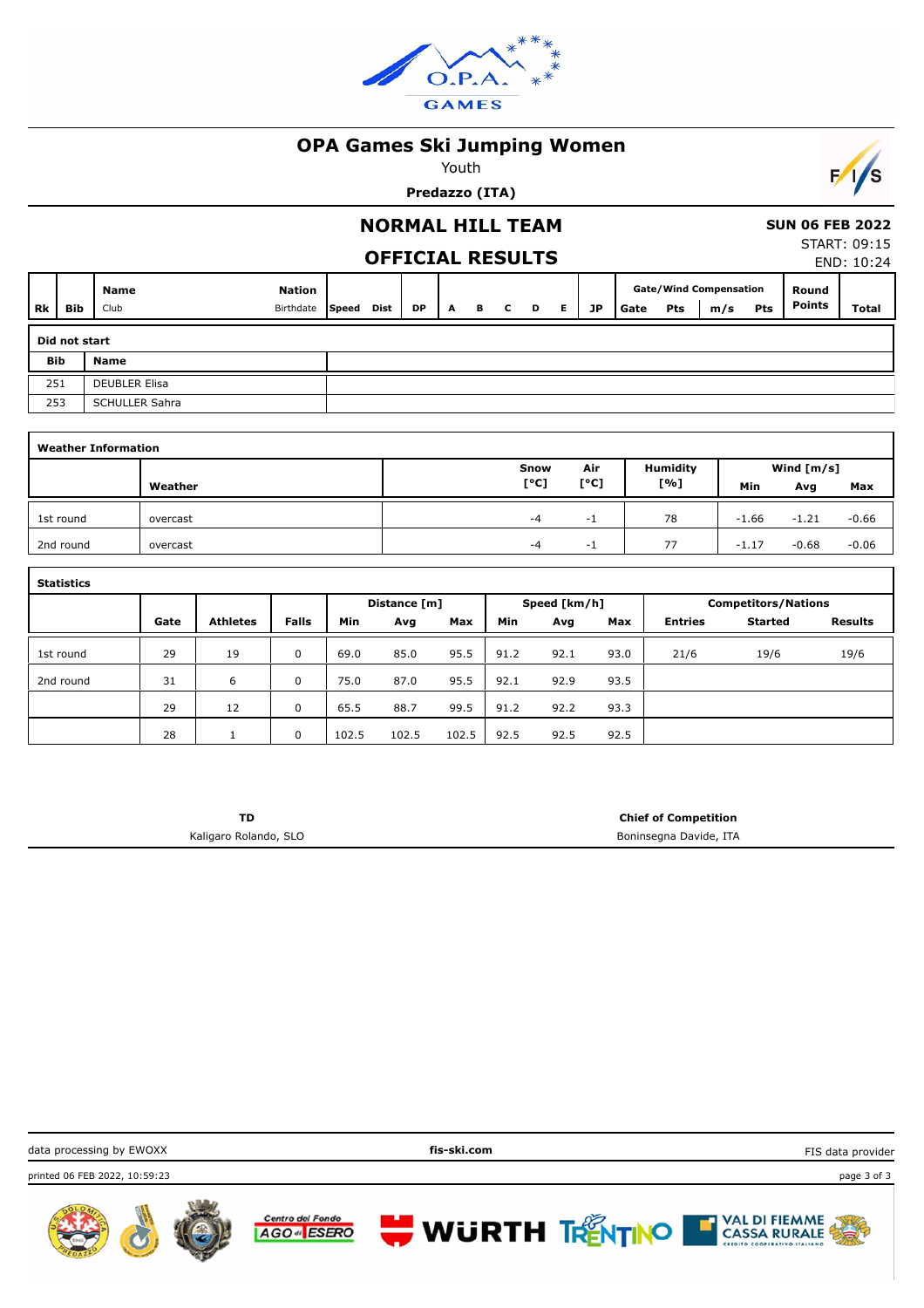# OPA Games Ski Jumping Women

Youth

**Predazzo (ITA)**

## NORMAL HILL TEAM

**SUN 06 FEB 2022**

START: 09:15

## OFFICIAL RESULTS

END: 10:24

| Rk | Bib | Name / Club | Nation / Birthdate | Speed | Dist | DP | A | B | C | D | E | JP | Gate | Pts | m/s | Pts | Round Points | Total |
|---|---|---|---|---|---|---|---|---|---|---|---|---|---|---|---|---|---|---|

**Did not start**

| Bib | Name |
|---|---|
| 251 | DEUBLER Elisa |
| 253 | SCHULLER Sahra |

**Weather Information**

| | Weather | Snow [°C] | Air [°C] | Humidity [%] | Wind [m/s] Min | Avg | Max |
|---|---|---|---|---|---|---|---|
| 1st round | overcast | -4 | -1 | 78 | -1.66 | -1.21 | -0.66 |
| 2nd round | overcast | -4 | -1 | 77 | -1.17 | -0.68 | -0.06 |

**Statistics**

| | Gate | Athletes | Falls | Distance [m] Min | Avg | Max | Speed [km/h] Min | Avg | Max | Competitors/Nations Entries | Started | Results |
|---|---|---|---|---|---|---|---|---|---|---|---|---|
| 1st round | 29 | 19 | 0 | 69.0 | 85.0 | 95.5 | 91.2 | 92.1 | 93.0 | 21/6 | 19/6 | 19/6 |
| 2nd round | 31 | 6 | 0 | 75.0 | 87.0 | 95.5 | 92.1 | 92.9 | 93.5 | | | |
| | 29 | 12 | 0 | 65.5 | 88.7 | 99.5 | 91.2 | 92.2 | 93.3 | | | |
| | 28 | 1 | 0 | 102.5 | 102.5 | 102.5 | 92.5 | 92.5 | 92.5 | | | |

**TD**
Kaligaro Rolando, SLO

**Chief of Competition**
Boninsegna Davide, ITA

data processing by EWOXX | **fis-ski.com** | FIS data provider

printed 06 FEB 2022, 10:59:23